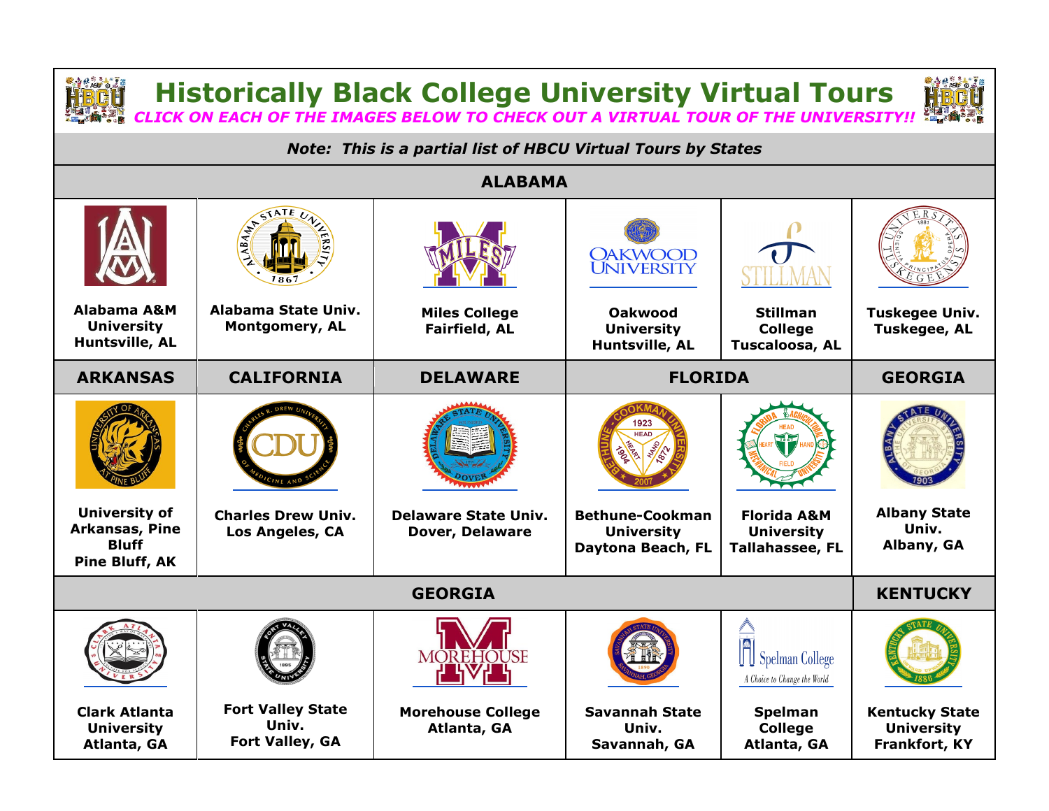# Historically Black College University Virtual Tours

***CLICK ON EACH OF THE IMAGES BELOW TO CHECK OUT A VIRTUAL TOUR OF THE UNIVERSITY!!***

***Note: This is a partial list of HBCU Virtual Tours by States***

| ALABAMA | | | | | |
|---|---|---|---|---|---|
| **Alabama A&M University Huntsville, AL** | **Alabama State Univ. Montgomery, AL** | **Miles College Fairfield, AL** | **Oakwood University Huntsville, AL** | **Stillman College Tuscaloosa, AL** | **Tuskegee Univ. Tuskegee, AL** |
| **ARKANSAS** | **CALIFORNIA** | **DELAWARE** | **FLORIDA** | | **GEORGIA** |
| **University of Arkansas, Pine Bluff Pine Bluff, AK** | **Charles Drew Univ. Los Angeles, CA** | **Delaware State Univ. Dover, Delaware** | **Bethune-Cookman University Daytona Beach, FL** | **Florida A&M University Tallahassee, FL** | **Albany State Univ. Albany, GA** |
| **GEORGIA** | | | | | **KENTUCKY** |
| **Clark Atlanta University Atlanta, GA** | **Fort Valley State Univ. Fort Valley, GA** | **Morehouse College Atlanta, GA** | **Savannah State Univ. Savannah, GA** | **Spelman College Atlanta, GA** | **Kentucky State University Frankfort, KY** |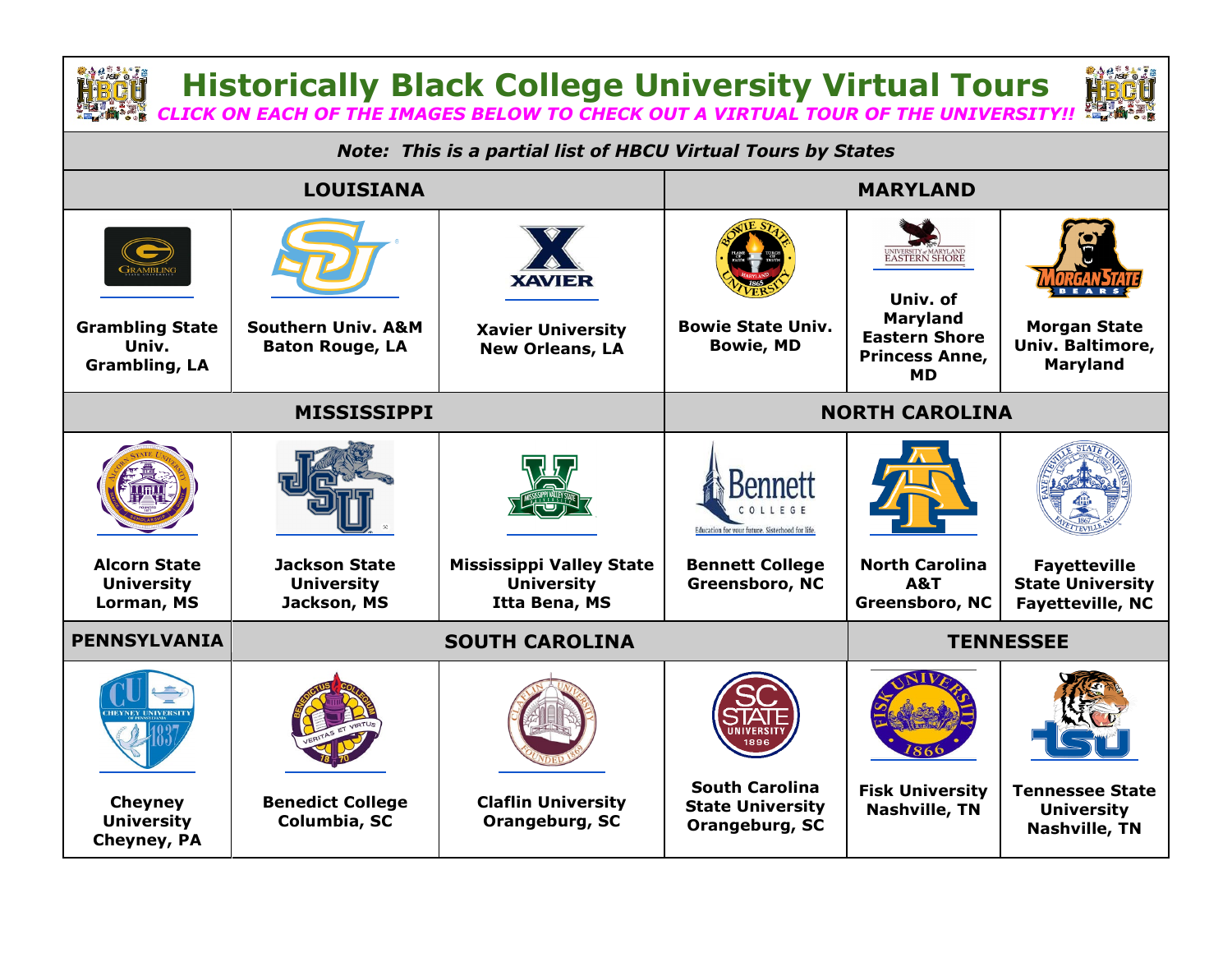# Historically Black College University Virtual Tours

***CLICK ON EACH OF THE IMAGES BELOW TO CHECK OUT A VIRTUAL TOUR OF THE UNIVERSITY!!***

***Note: This is a partial list of HBCU Virtual Tours by States***

| LOUISIANA | | | MARYLAND | | |
|---|---|---|---|---|---|
| **Grambling State Univ. Grambling, LA** | **Southern Univ. A&M Baton Rouge, LA** | **Xavier University New Orleans, LA** | **Bowie State Univ. Bowie, MD** | **Univ. of Maryland Eastern Shore Princess Anne, MD** | **Morgan State Univ. Baltimore, Maryland** |
| **MISSISSIPPI** | | | **NORTH CAROLINA** | | |
| **Alcorn State University Lorman, MS** | **Jackson State University Jackson, MS** | **Mississippi Valley State University Itta Bena, MS** | **Bennett College Greensboro, NC** | **North Carolina A&T Greensboro, NC** | **Fayetteville State University Fayetteville, NC** |
| **PENNSYLVANIA** | **SOUTH CAROLINA** | | | **TENNESSEE** | |
| **Cheyney University Cheyney, PA** | **Benedict College Columbia, SC** | **Claflin University Orangeburg, SC** | **South Carolina State University Orangeburg, SC** | **Fisk University Nashville, TN** | **Tennessee State University Nashville, TN** |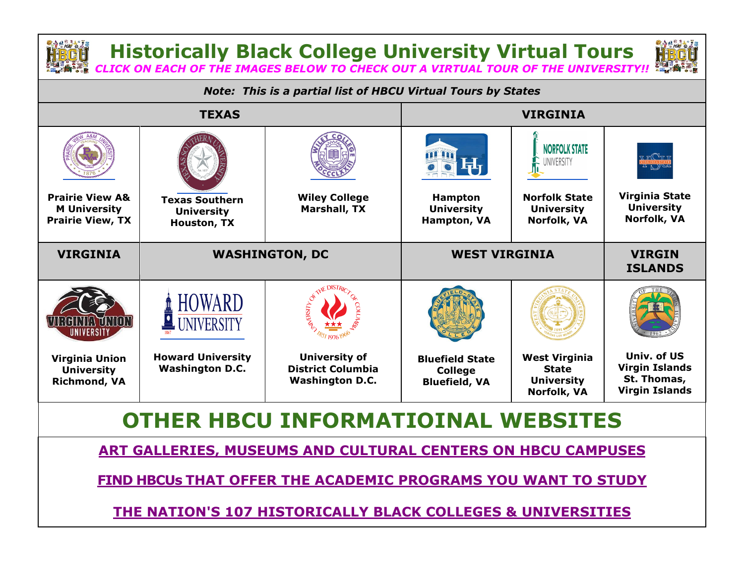# Historically Black College University Virtual Tours

*CLICK ON EACH OF THE IMAGES BELOW TO CHECK OUT A VIRTUAL TOUR OF THE UNIVERSITY!!*

*Note: This is a partial list of HBCU Virtual Tours by States*

| TEXAS | | | VIRGINIA | | |
| --- | --- | --- | --- | --- | --- |
| **Prairie View A& M University Prairie View, TX** | **Texas Southern University Houston, TX** | **Wiley College Marshall, TX** | **Hampton University Hampton, VA** | **Norfolk State University Norfolk, VA** | **Virginia State University Norfolk, VA** |
| **VIRGINIA** | **WASHINGTON, DC** | | **WEST VIRGINIA** | | **VIRGIN ISLANDS** |
| **Virginia Union University Richmond, VA** | **Howard University Washington D.C.** | **University of District Columbia Washington D.C.** | **Bluefield State College Bluefield, VA** | **West Virginia State University Norfolk, VA** | **Univ. of US Virgin Islands St. Thomas, Virgin Islands** |

## OTHER HBCU INFORMATIOINAL WEBSITES

**ART GALLERIES, MUSEUMS AND CULTURAL CENTERS ON HBCU CAMPUSES**

**FIND HBCUs THAT OFFER THE ACADEMIC PROGRAMS YOU WANT TO STUDY**

**THE NATION'S 107 HISTORICALLY BLACK COLLEGES & UNIVERSITIES**